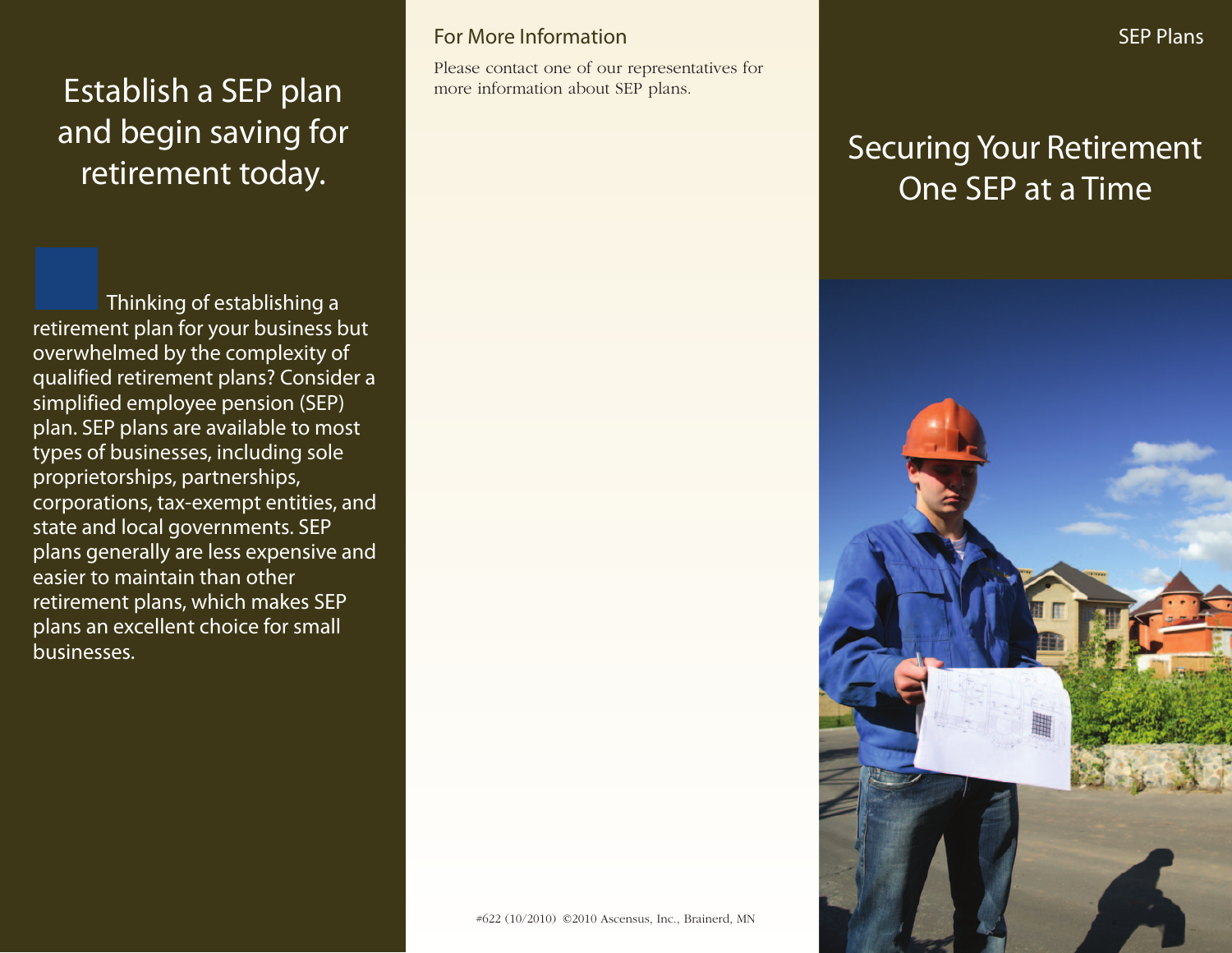# SEP Plans

## Securing Your Retirement One SEP at a Time

## Establish a SEP plan and begin saving for retirement today.

Thinking of establishing a retirement plan for your business but overwhelmed by the complexity of qualified retirement plans? Consider a simplified employee pension (SEP) plan. SEP plans are available to most types of businesses, including sole proprietorships, partnerships, corporations, tax-exempt entities, and state and local governments. SEP plans generally are less expensive and easier to maintain than other retirement plans, which makes SEP plans an excellent choice for small businesses.

### For More Information

Please contact one of our representatives for more information about SEP plans.

#622 (10/2010) ©2010 Ascensus, Inc., Brainerd, MN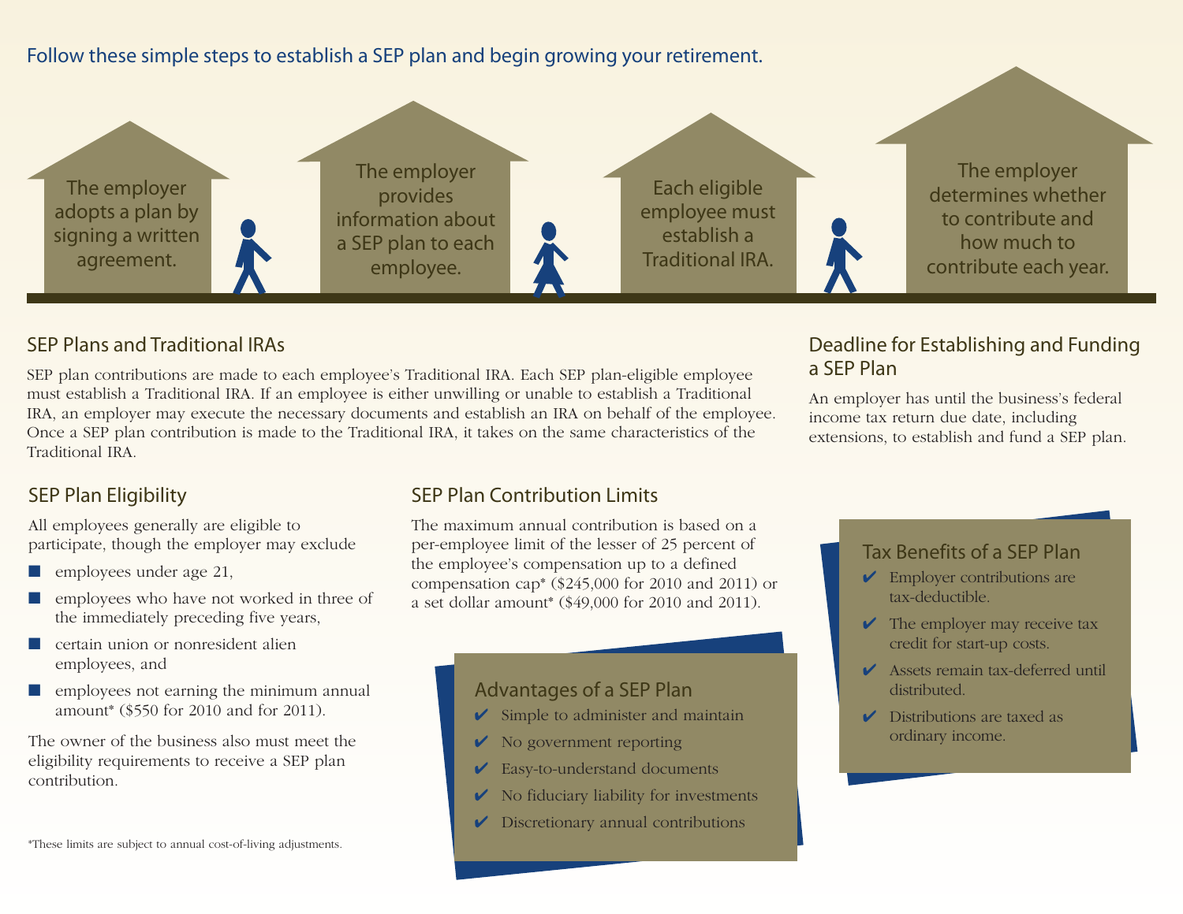## Follow these simple steps to establish a SEP plan and begin growing your retirement.

1. The employer adopts a plan by signing a written agreement.
2. The employer provides information about a SEP plan to each employee.
3. Each eligible employee must establish a Traditional IRA.
4. The employer determines whether to contribute and how much to contribute each year.

### SEP Plans and Traditional IRAs

SEP plan contributions are made to each employee's Traditional IRA. Each SEP plan-eligible employee must establish a Traditional IRA. If an employee is either unwilling or unable to establish a Traditional IRA, an employer may execute the necessary documents and establish an IRA on behalf of the employee. Once a SEP plan contribution is made to the Traditional IRA, it takes on the same characteristics of the Traditional IRA.

### SEP Plan Eligibility

All employees generally are eligible to participate, though the employer may exclude

- employees under age 21,
- employees who have not worked in three of the immediately preceding five years,
- certain union or nonresident alien employees, and
- employees not earning the minimum annual amount* ($550 for 2010 and for 2011).

The owner of the business also must meet the eligibility requirements to receive a SEP plan contribution.

*These limits are subject to annual cost-of-living adjustments.

### SEP Plan Contribution Limits

The maximum annual contribution is based on a per-employee limit of the lesser of 25 percent of the employee's compensation up to a defined compensation cap* ($245,000 for 2010 and 2011) or a set dollar amount* ($49,000 for 2010 and 2011).

### Advantages of a SEP Plan

- ✔ Simple to administer and maintain
- ✔ No government reporting
- ✔ Easy-to-understand documents
- ✔ No fiduciary liability for investments
- ✔ Discretionary annual contributions

### Deadline for Establishing and Funding a SEP Plan

An employer has until the business's federal income tax return due date, including extensions, to establish and fund a SEP plan.

### Tax Benefits of a SEP Plan

- ✔ Employer contributions are tax-deductible.
- ✔ The employer may receive tax credit for start-up costs.
- ✔ Assets remain tax-deferred until distributed.
- ✔ Distributions are taxed as ordinary income.